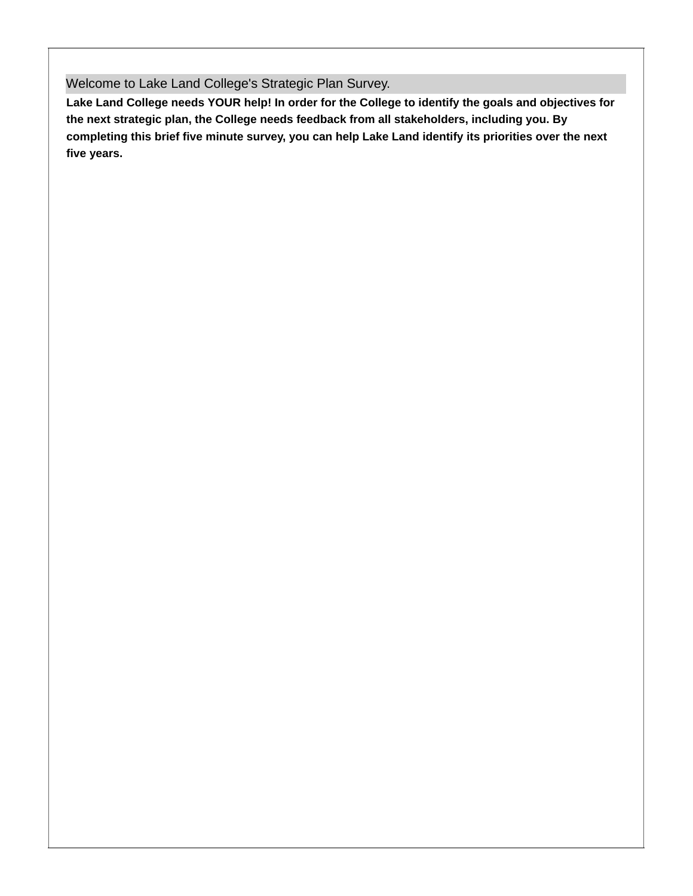## Welcome to Lake Land College's Strategic Plan Survey.

**Lake Land College needs YOUR help! In order for the College to identify the goals and objectives for the next strategic plan, the College needs feedback from all stakeholders, including you. By completing this brief five minute survey, you can help Lake Land identify its priorities over the next five years.**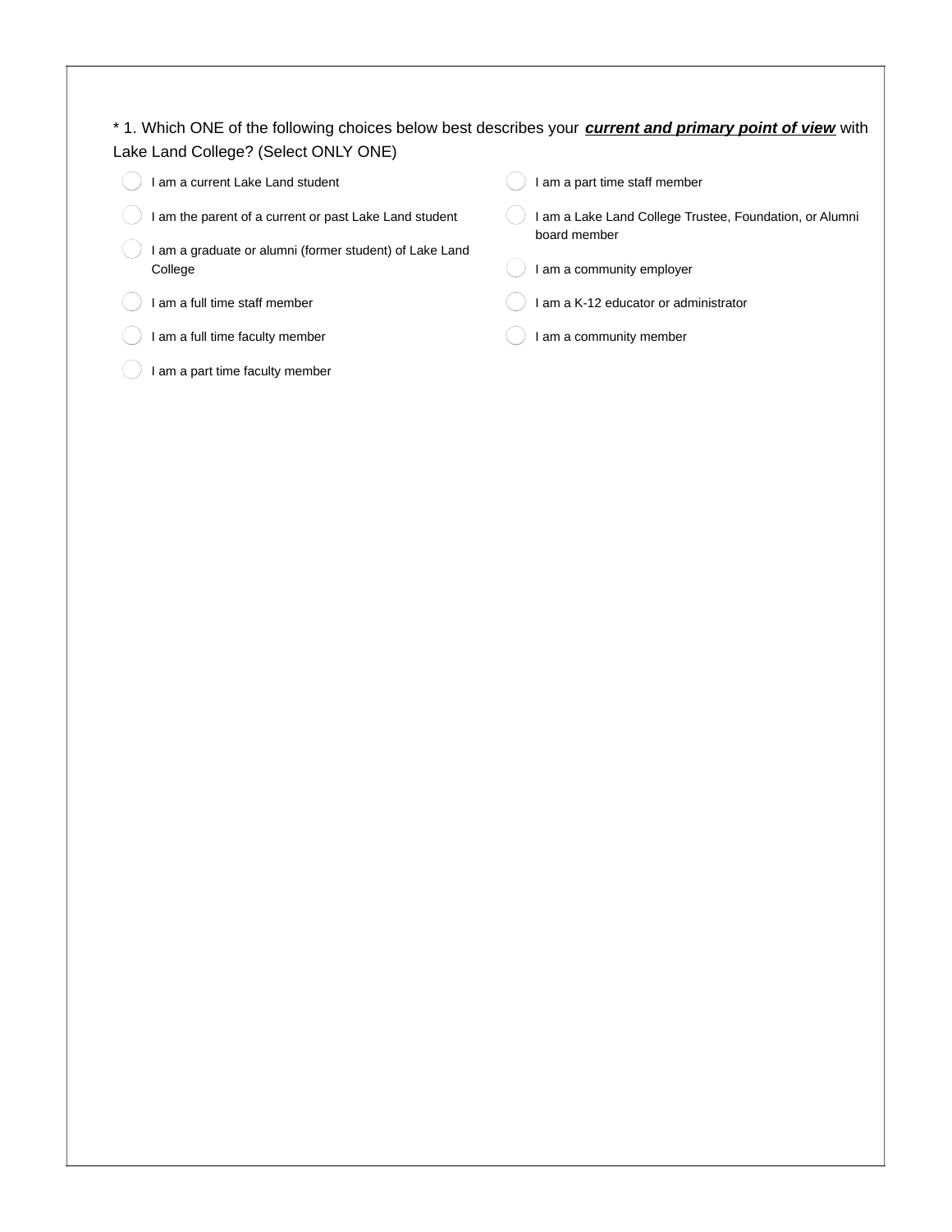* 1. Which ONE of the following choices below best describes your ***current and primary point of view*** with Lake Land College? (Select ONLY ONE)

- I am a current Lake Land student
- I am the parent of a current or past Lake Land student
- I am a graduate or alumni (former student) of Lake Land College
- I am a full time staff member
- I am a full time faculty member
- I am a part time faculty member
- I am a part time staff member
- I am a Lake Land College Trustee, Foundation, or Alumni board member
- I am a community employer
- I am a K-12 educator or administrator
- I am a community member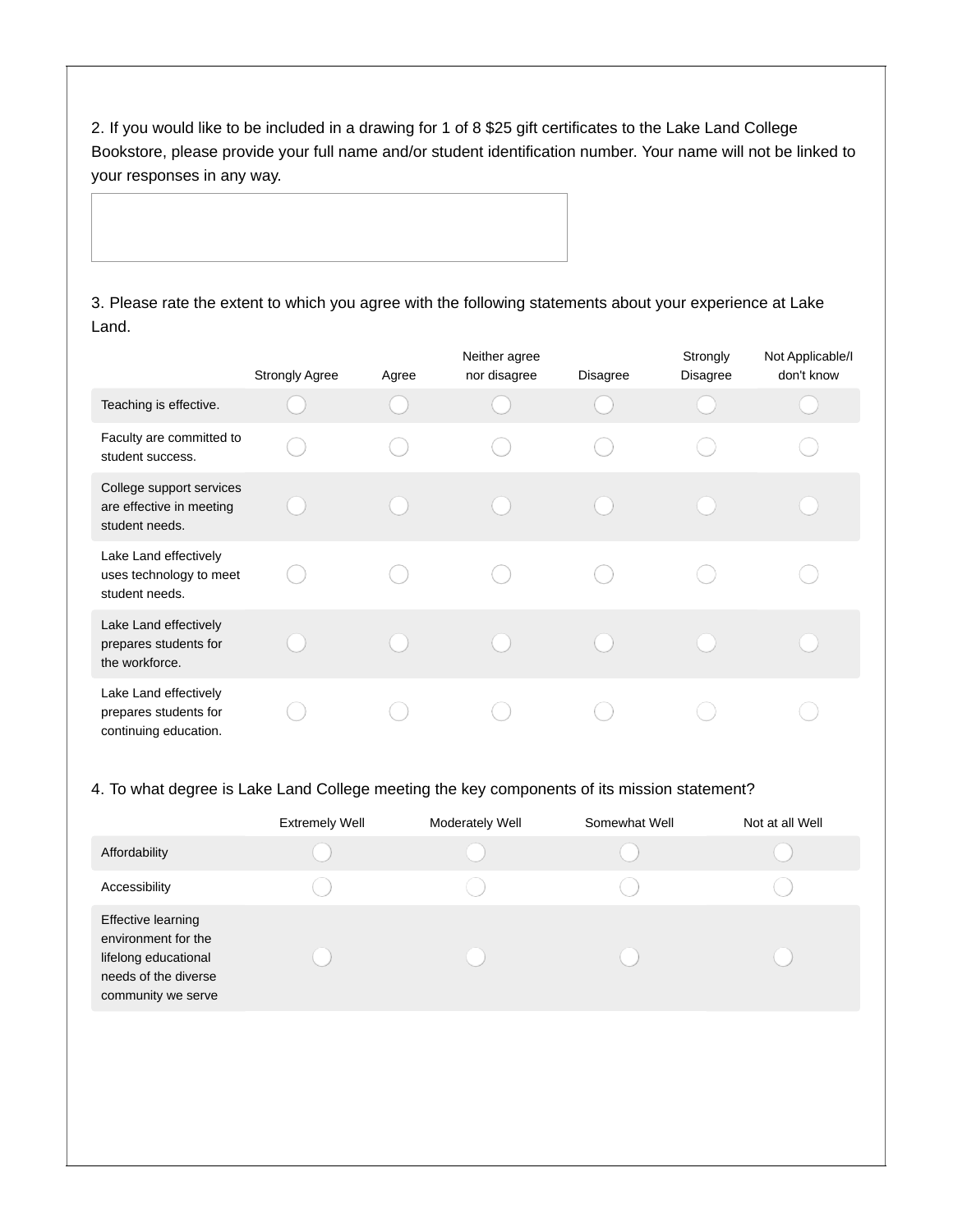2. If you would like to be included in a drawing for 1 of 8 $25 gift certificates to the Lake Land College Bookstore, please provide your full name and/or student identification number. Your name will not be linked to your responses in any way.

3. Please rate the extent to which you agree with the following statements about your experience at Lake Land.

| | Strongly Agree | Agree | Neither agree nor disagree | Disagree | Strongly Disagree | Not Applicable/I don't know |
|---|---|---|---|---|---|---|
| Teaching is effective. | ◯ | ◯ | ◯ | ◯ | ◯ | ◯ |
| Faculty are committed to student success. | ◯ | ◯ | ◯ | ◯ | ◯ | ◯ |
| College support services are effective in meeting student needs. | ◯ | ◯ | ◯ | ◯ | ◯ | ◯ |
| Lake Land effectively uses technology to meet student needs. | ◯ | ◯ | ◯ | ◯ | ◯ | ◯ |
| Lake Land effectively prepares students for the workforce. | ◯ | ◯ | ◯ | ◯ | ◯ | ◯ |
| Lake Land effectively prepares students for continuing education. | ◯ | ◯ | ◯ | ◯ | ◯ | ◯ |

4. To what degree is Lake Land College meeting the key components of its mission statement?

| | Extremely Well | Moderately Well | Somewhat Well | Not at all Well |
|---|---|---|---|---|
| Affordability | ◯ | ◯ | ◯ | ◯ |
| Accessibility | ◯ | ◯ | ◯ | ◯ |
| Effective learning environment for the lifelong educational needs of the diverse community we serve | ◯ | ◯ | ◯ | ◯ |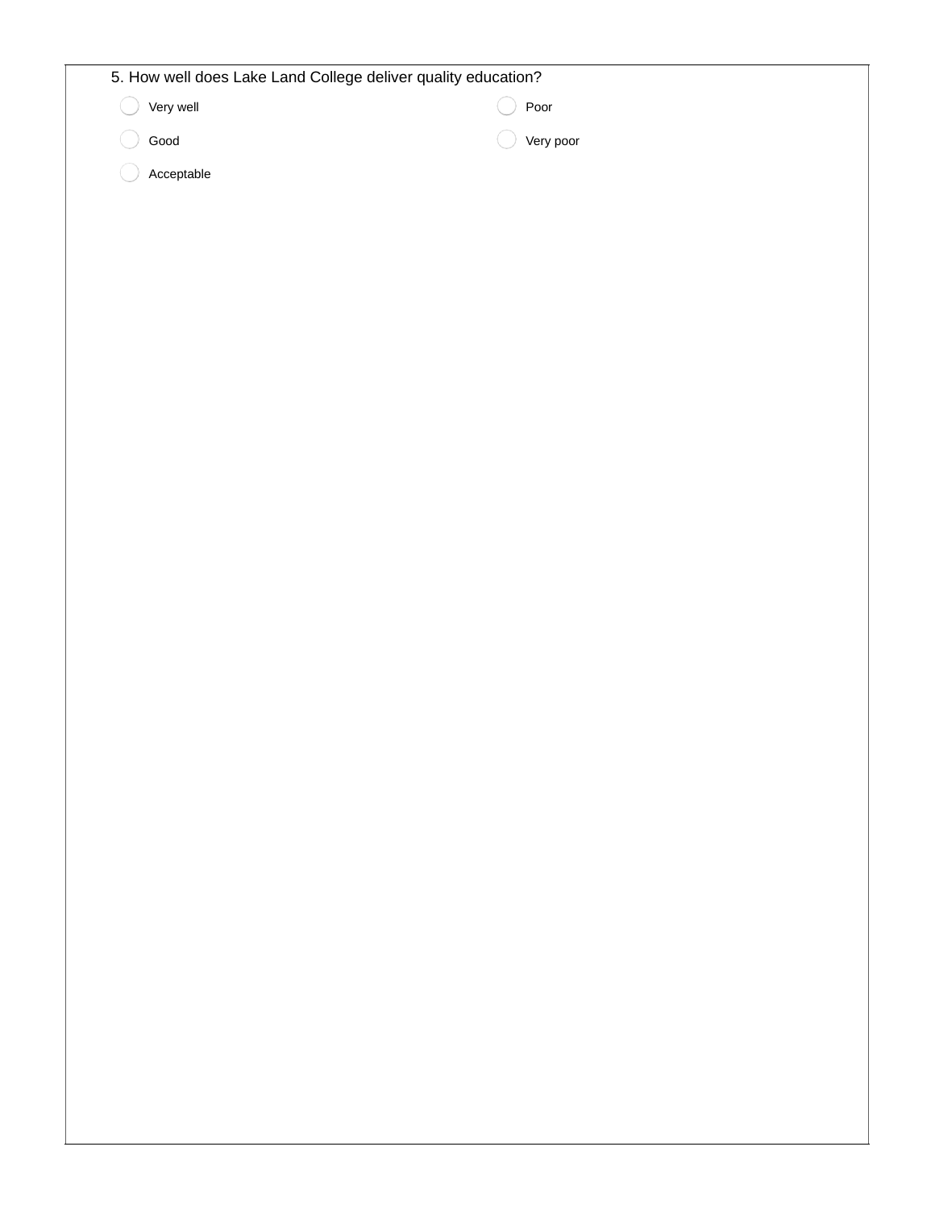5. How well does Lake Land College deliver quality education?

- Very well
- Good
- Acceptable
- Poor
- Very poor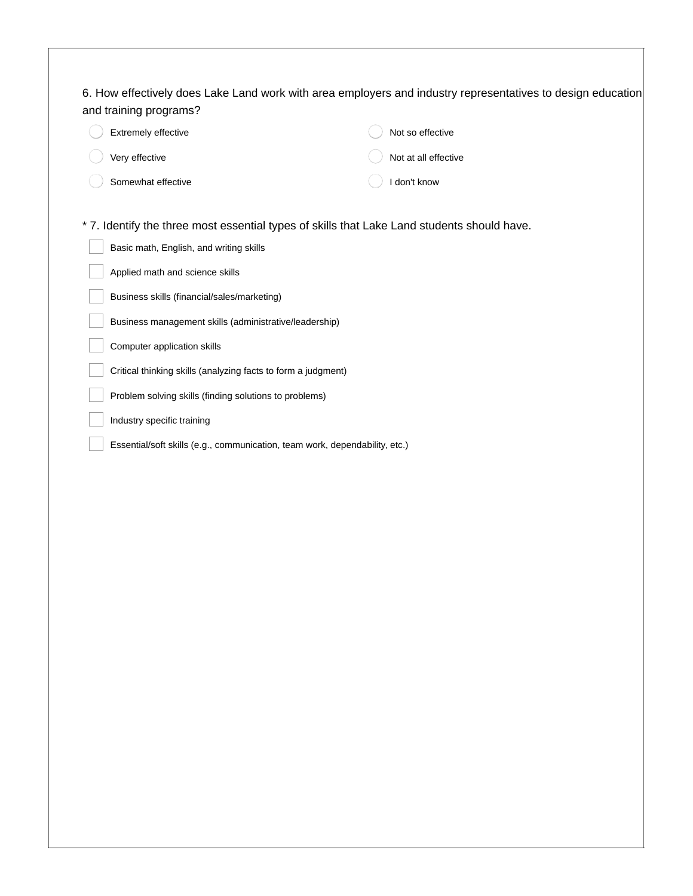6. How effectively does Lake Land work with area employers and industry representatives to design education and training programs?

- ◯ Extremely effective
- ◯ Very effective
- ◯ Somewhat effective
- ◯ Not so effective
- ◯ Not at all effective
- ◯ I don't know

* 7. Identify the three most essential types of skills that Lake Land students should have.

- ☐ Basic math, English, and writing skills
- ☐ Applied math and science skills
- ☐ Business skills (financial/sales/marketing)
- ☐ Business management skills (administrative/leadership)
- ☐ Computer application skills
- ☐ Critical thinking skills (analyzing facts to form a judgment)
- ☐ Problem solving skills (finding solutions to problems)
- ☐ Industry specific training
- ☐ Essential/soft skills (e.g., communication, team work, dependability, etc.)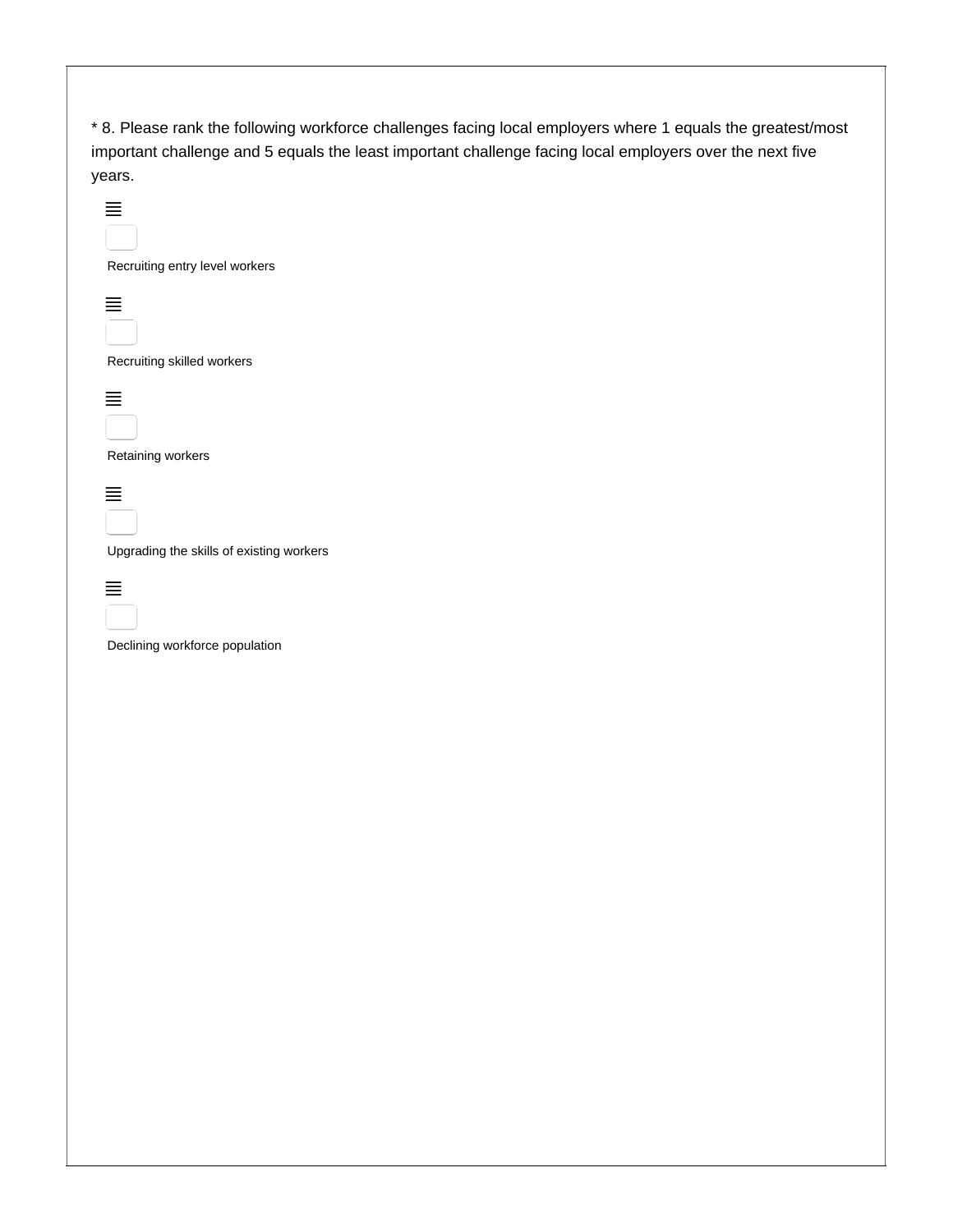* 8. Please rank the following workforce challenges facing local employers where 1 equals the greatest/most important challenge and 5 equals the least important challenge facing local employers over the next five years.

- Recruiting entry level workers
- Recruiting skilled workers
- Retaining workers
- Upgrading the skills of existing workers
- Declining workforce population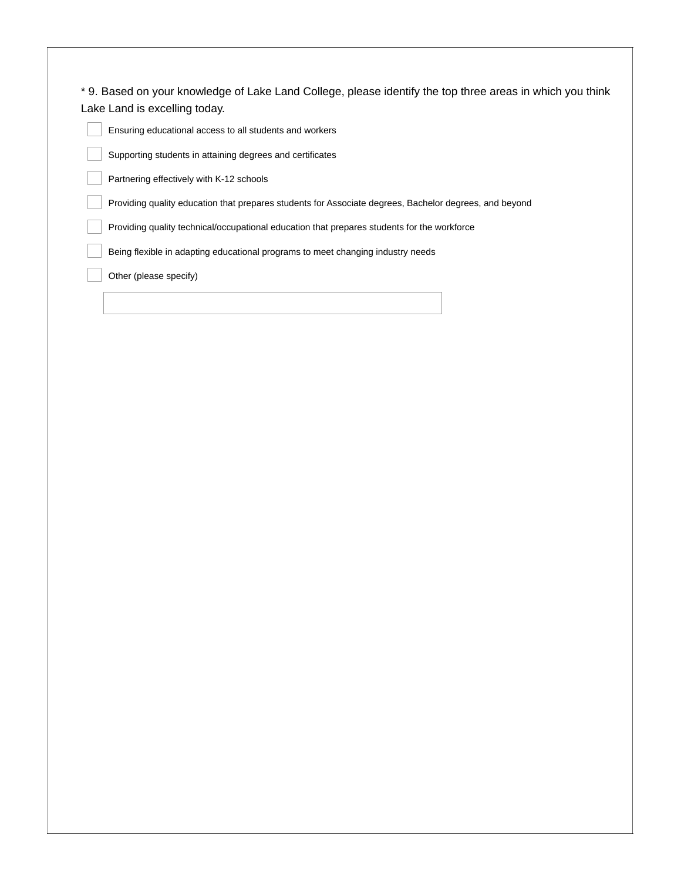* 9. Based on your knowledge of Lake Land College, please identify the top three areas in which you think Lake Land is excelling today.

- [ ] Ensuring educational access to all students and workers
- [ ] Supporting students in attaining degrees and certificates
- [ ] Partnering effectively with K-12 schools
- [ ] Providing quality education that prepares students for Associate degrees, Bachelor degrees, and beyond
- [ ] Providing quality technical/occupational education that prepares students for the workforce
- [ ] Being flexible in adapting educational programs to meet changing industry needs
- [ ] Other (please specify)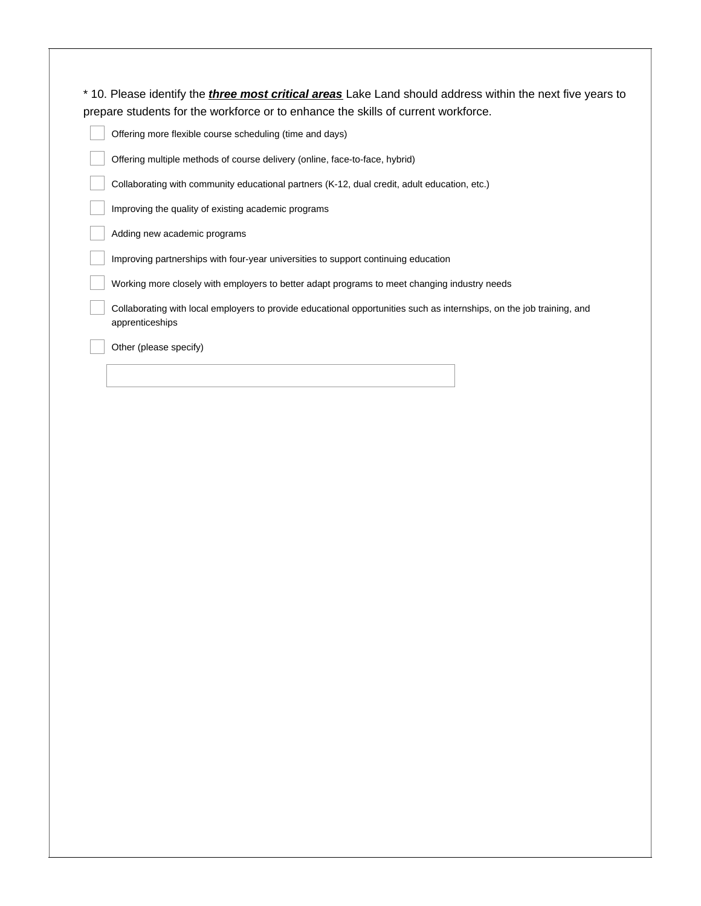* 10. Please identify the ***three most critical areas*** Lake Land should address within the next five years to prepare students for the workforce or to enhance the skills of current workforce.

- [ ] Offering more flexible course scheduling (time and days)
- [ ] Offering multiple methods of course delivery (online, face-to-face, hybrid)
- [ ] Collaborating with community educational partners (K-12, dual credit, adult education, etc.)
- [ ] Improving the quality of existing academic programs
- [ ] Adding new academic programs
- [ ] Improving partnerships with four-year universities to support continuing education
- [ ] Working more closely with employers to better adapt programs to meet changing industry needs
- [ ] Collaborating with local employers to provide educational opportunities such as internships, on the job training, and apprenticeships
- [ ] Other (please specify)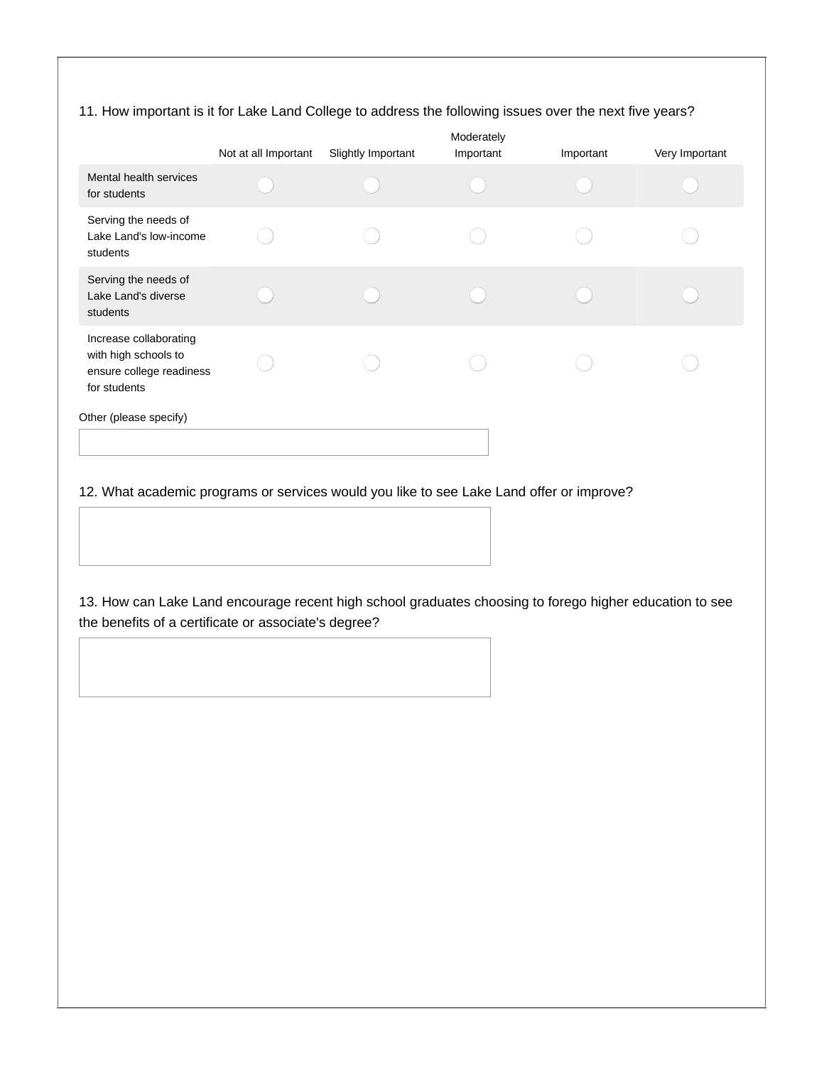11. How important is it for Lake Land College to address the following issues over the next five years?

| | Not at all Important | Slightly Important | Moderately Important | Important | Very Important |
|---|---|---|---|---|---|
| Mental health services for students | ◯ | ◯ | ◯ | ◯ | ◯ |
| Serving the needs of Lake Land's low-income students | ◯ | ◯ | ◯ | ◯ | ◯ |
| Serving the needs of Lake Land's diverse students | ◯ | ◯ | ◯ | ◯ | ◯ |
| Increase collaborating with high schools to ensure college readiness for students | ◯ | ◯ | ◯ | ◯ | ◯ |

Other (please specify)

12. What academic programs or services would you like to see Lake Land offer or improve?

13. How can Lake Land encourage recent high school graduates choosing to forego higher education to see the benefits of a certificate or associate's degree?